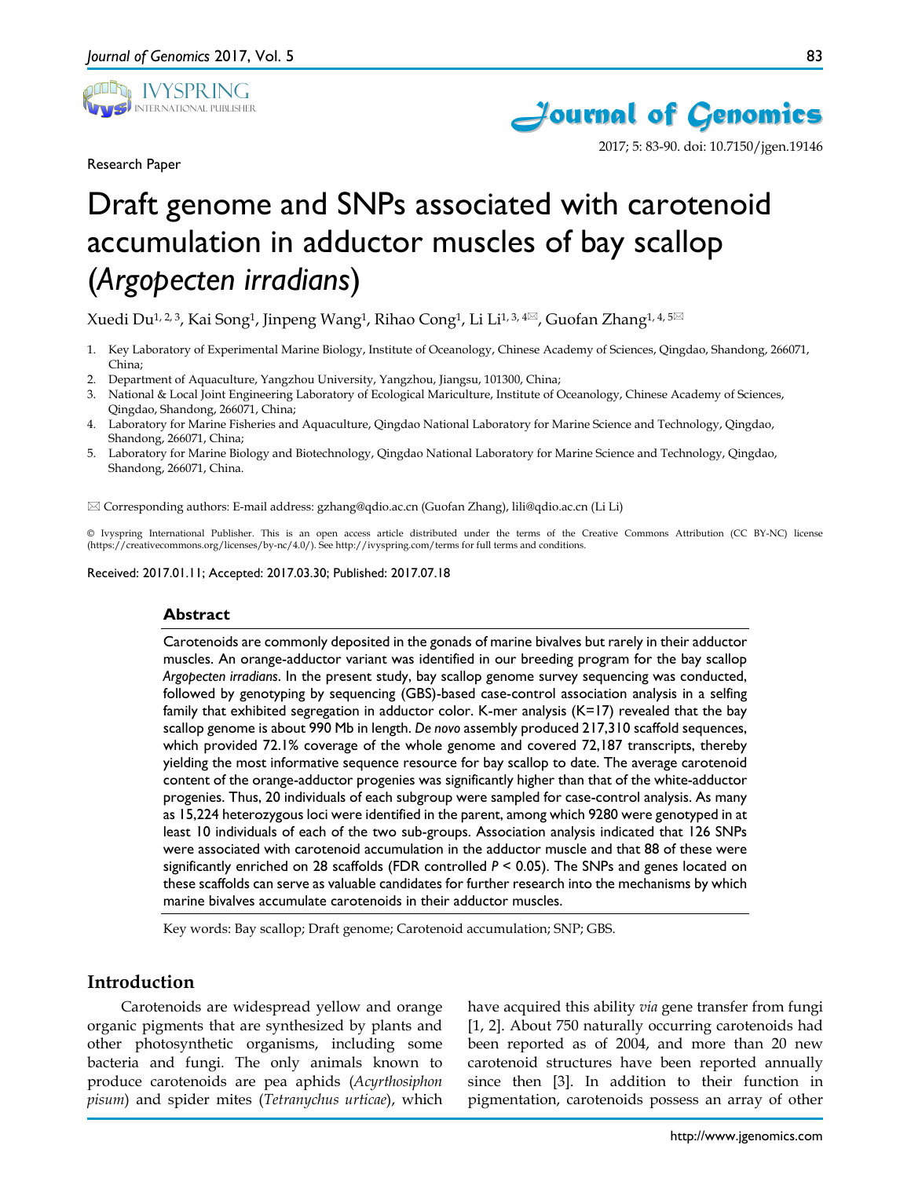Research Paper

# Draft genome and SNPs associated with carotenoid accumulation in adductor muscles of bay scallop (*Argopecten irradians*)

Xuedi Du[1, 2, 3], Kai Song[1], Jinpeng Wang[1], Rihao Cong[1], Li Li[1, 3, 4]✉, Guofan Zhang[1, 4, 5]✉

1. Key Laboratory of Experimental Marine Biology, Institute of Oceanology, Chinese Academy of Sciences, Qingdao, Shandong, 266071, China;
2. Department of Aquaculture, Yangzhou University, Yangzhou, Jiangsu, 101300, China;
3. National & Local Joint Engineering Laboratory of Ecological Mariculture, Institute of Oceanology, Chinese Academy of Sciences, Qingdao, Shandong, 266071, China;
4. Laboratory for Marine Fisheries and Aquaculture, Qingdao National Laboratory for Marine Science and Technology, Qingdao, Shandong, 266071, China;
5. Laboratory for Marine Biology and Biotechnology, Qingdao National Laboratory for Marine Science and Technology, Qingdao, Shandong, 266071, China.

✉ Corresponding authors: E-mail address: gzhang@qdio.ac.cn (Guofan Zhang), lili@qdio.ac.cn (Li Li)

© Ivyspring International Publisher. This is an open access article distributed under the terms of the Creative Commons Attribution (CC BY-NC) license (https://creativecommons.org/licenses/by-nc/4.0/). See http://ivyspring.com/terms for full terms and conditions.

Received: 2017.01.11; Accepted: 2017.03.30; Published: 2017.07.18

## Abstract

Carotenoids are commonly deposited in the gonads of marine bivalves but rarely in their adductor muscles. An orange-adductor variant was identified in our breeding program for the bay scallop *Argopecten irradians*. In the present study, bay scallop genome survey sequencing was conducted, followed by genotyping by sequencing (GBS)-based case-control association analysis in a selfing family that exhibited segregation in adductor color. K-mer analysis (K=17) revealed that the bay scallop genome is about 990 Mb in length. *De novo* assembly produced 217,310 scaffold sequences, which provided 72.1% coverage of the whole genome and covered 72,187 transcripts, thereby yielding the most informative sequence resource for bay scallop to date. The average carotenoid content of the orange-adductor progenies was significantly higher than that of the white-adductor progenies. Thus, 20 individuals of each subgroup were sampled for case-control analysis. As many as 15,224 heterozygous loci were identified in the parent, among which 9280 were genotyped in at least 10 individuals of each of the two sub-groups. Association analysis indicated that 126 SNPs were associated with carotenoid accumulation in the adductor muscle and that 88 of these were significantly enriched on 28 scaffolds (FDR controlled $P < 0.05$). The SNPs and genes located on these scaffolds can serve as valuable candidates for further research into the mechanisms by which marine bivalves accumulate carotenoids in their adductor muscles.

Key words: Bay scallop; Draft genome; Carotenoid accumulation; SNP; GBS.

## Introduction

Carotenoids are widespread yellow and orange organic pigments that are synthesized by plants and other photosynthetic organisms, including some bacteria and fungi. The only animals known to produce carotenoids are pea aphids (*Acyrthosiphon pisum*) and spider mites (*Tetranychus urticae*), which have acquired this ability *via* gene transfer from fungi [1, 2]. About 750 naturally occurring carotenoids had been reported as of 2004, and more than 20 new carotenoid structures have been reported annually since then [3]. In addition to their function in pigmentation, carotenoids possess an array of other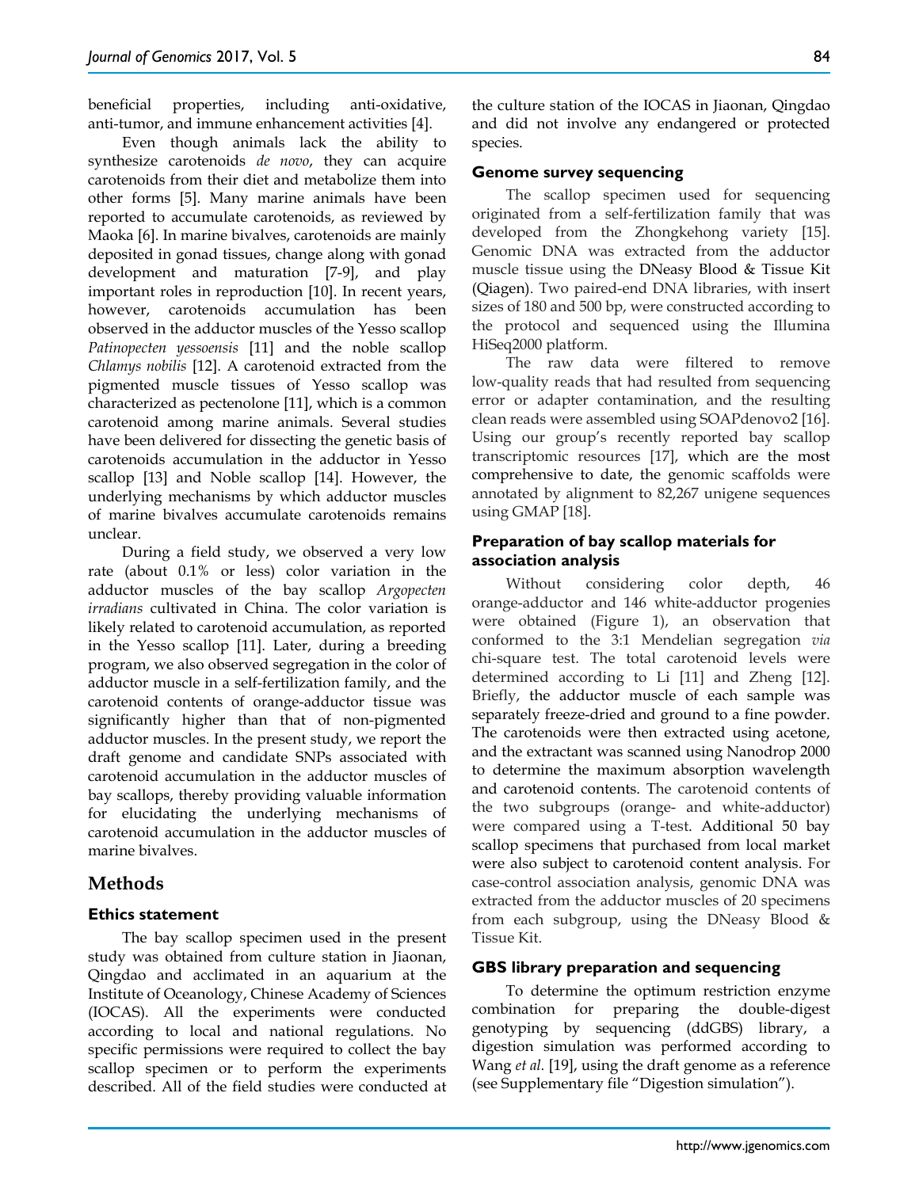beneficial properties, including anti-oxidative, anti-tumor, and immune enhancement activities [4].

Even though animals lack the ability to synthesize carotenoids *de novo*, they can acquire carotenoids from their diet and metabolize them into other forms [5]. Many marine animals have been reported to accumulate carotenoids, as reviewed by Maoka [6]. In marine bivalves, carotenoids are mainly deposited in gonad tissues, change along with gonad development and maturation [7-9], and play important roles in reproduction [10]. In recent years, however, carotenoids accumulation has been observed in the adductor muscles of the Yesso scallop *Patinopecten yessoensis* [11] and the noble scallop *Chlamys nobilis* [12]. A carotenoid extracted from the pigmented muscle tissues of Yesso scallop was characterized as pectenolone [11], which is a common carotenoid among marine animals. Several studies have been delivered for dissecting the genetic basis of carotenoids accumulation in the adductor in Yesso scallop [13] and Noble scallop [14]. However, the underlying mechanisms by which adductor muscles of marine bivalves accumulate carotenoids remains unclear.

During a field study, we observed a very low rate (about 0.1% or less) color variation in the adductor muscles of the bay scallop *Argopecten irradians* cultivated in China. The color variation is likely related to carotenoid accumulation, as reported in the Yesso scallop [11]. Later, during a breeding program, we also observed segregation in the color of adductor muscle in a self-fertilization family, and the carotenoid contents of orange-adductor tissue was significantly higher than that of non-pigmented adductor muscles. In the present study, we report the draft genome and candidate SNPs associated with carotenoid accumulation in the adductor muscles of bay scallops, thereby providing valuable information for elucidating the underlying mechanisms of carotenoid accumulation in the adductor muscles of marine bivalves.

## Methods

### Ethics statement

The bay scallop specimen used in the present study was obtained from culture station in Jiaonan, Qingdao and acclimated in an aquarium at the Institute of Oceanology, Chinese Academy of Sciences (IOCAS). All the experiments were conducted according to local and national regulations. No specific permissions were required to collect the bay scallop specimen or to perform the experiments described. All of the field studies were conducted at the culture station of the IOCAS in Jiaonan, Qingdao and did not involve any endangered or protected species.

### Genome survey sequencing

The scallop specimen used for sequencing originated from a self-fertilization family that was developed from the Zhongkehong variety [15]. Genomic DNA was extracted from the adductor muscle tissue using the DNeasy Blood & Tissue Kit (Qiagen). Two paired-end DNA libraries, with insert sizes of 180 and 500 bp, were constructed according to the protocol and sequenced using the Illumina HiSeq2000 platform.

The raw data were filtered to remove low-quality reads that had resulted from sequencing error or adapter contamination, and the resulting clean reads were assembled using SOAPdenovo2 [16]. Using our group's recently reported bay scallop transcriptomic resources [17], which are the most comprehensive to date, the genomic scaffolds were annotated by alignment to 82,267 unigene sequences using GMAP [18].

### Preparation of bay scallop materials for association analysis

Without considering color depth, 46 orange-adductor and 146 white-adductor progenies were obtained (Figure 1), an observation that conformed to the 3:1 Mendelian segregation *via* chi-square test. The total carotenoid levels were determined according to Li [11] and Zheng [12]. Briefly, the adductor muscle of each sample was separately freeze-dried and ground to a fine powder. The carotenoids were then extracted using acetone, and the extractant was scanned using Nanodrop 2000 to determine the maximum absorption wavelength and carotenoid contents. The carotenoid contents of the two subgroups (orange- and white-adductor) were compared using a T-test. Additional 50 bay scallop specimens that purchased from local market were also subject to carotenoid content analysis. For case-control association analysis, genomic DNA was extracted from the adductor muscles of 20 specimens from each subgroup, using the DNeasy Blood & Tissue Kit.

### GBS library preparation and sequencing

To determine the optimum restriction enzyme combination for preparing the double-digest genotyping by sequencing (ddGBS) library, a digestion simulation was performed according to Wang *et al.* [19], using the draft genome as a reference (see Supplementary file "Digestion simulation").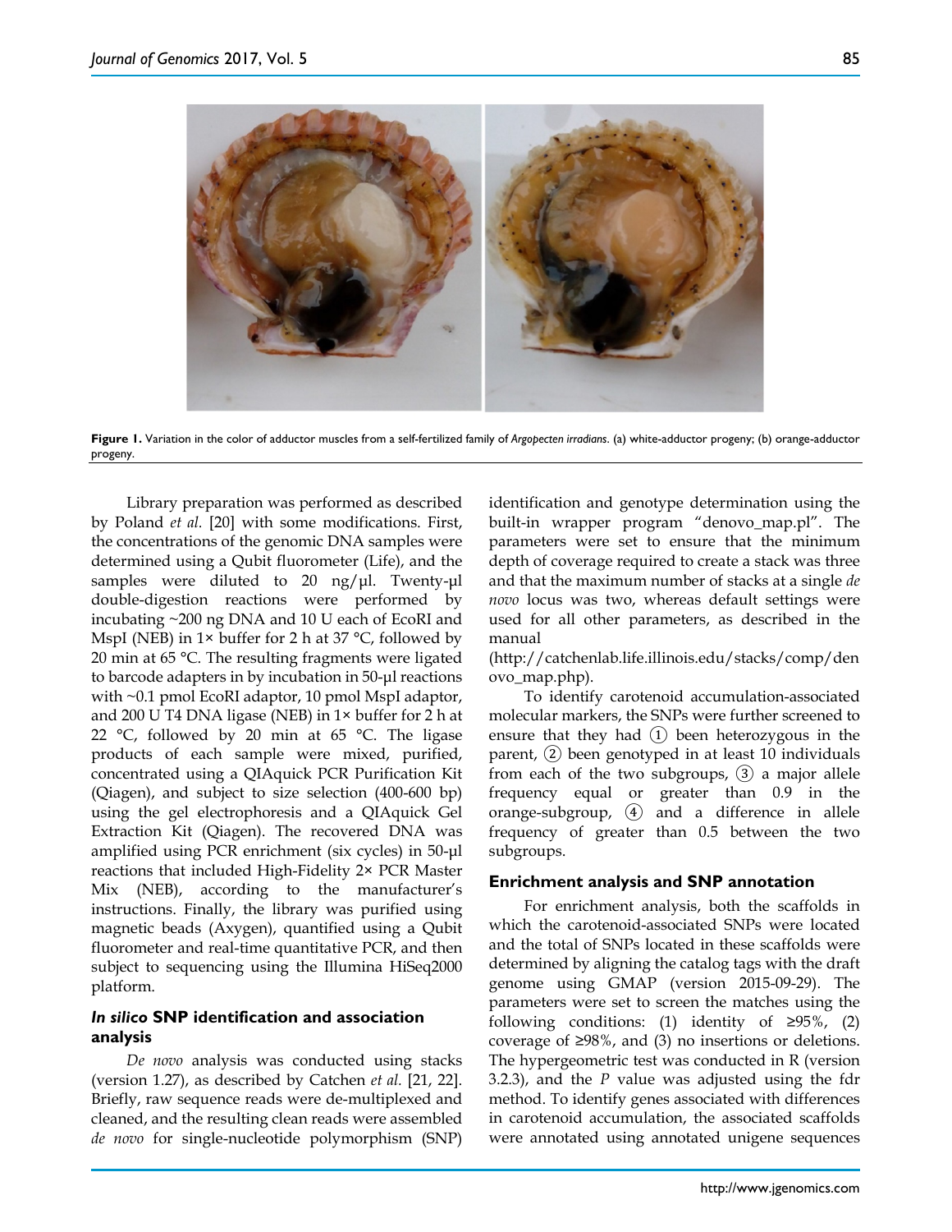**Figure 1.** Variation in the color of adductor muscles from a self-fertilized family of *Argopecten irradians*. (a) white-adductor progeny; (b) orange-adductor progeny.

Library preparation was performed as described by Poland *et al.* [20] with some modifications. First, the concentrations of the genomic DNA samples were determined using a Qubit fluorometer (Life), and the samples were diluted to 20 ng/µl. Twenty-µl double-digestion reactions were performed by incubating ~200 ng DNA and 10 U each of EcoRI and MspI (NEB) in 1× buffer for 2 h at 37 °C, followed by 20 min at 65 °C. The resulting fragments were ligated to barcode adapters in by incubation in 50-µl reactions with ~0.1 pmol EcoRI adaptor, 10 pmol MspI adaptor, and 200 U T4 DNA ligase (NEB) in 1× buffer for 2 h at 22 °C, followed by 20 min at 65 °C. The ligase products of each sample were mixed, purified, concentrated using a QIAquick PCR Purification Kit (Qiagen), and subject to size selection (400-600 bp) using the gel electrophoresis and a QIAquick Gel Extraction Kit (Qiagen). The recovered DNA was amplified using PCR enrichment (six cycles) in 50-µl reactions that included High-Fidelity 2× PCR Master Mix (NEB), according to the manufacturer's instructions. Finally, the library was purified using magnetic beads (Axygen), quantified using a Qubit fluorometer and real-time quantitative PCR, and then subject to sequencing using the Illumina HiSeq2000 platform.

### *In silico* SNP identification and association analysis

*De novo* analysis was conducted using stacks (version 1.27), as described by Catchen *et al.* [21, 22]. Briefly, raw sequence reads were de-multiplexed and cleaned, and the resulting clean reads were assembled *de novo* for single-nucleotide polymorphism (SNP) identification and genotype determination using the built-in wrapper program "denovo_map.pl". The parameters were set to ensure that the minimum depth of coverage required to create a stack was three and that the maximum number of stacks at a single *de novo* locus was two, whereas default settings were used for all other parameters, as described in the manual (http://catchenlab.life.illinois.edu/stacks/comp/denovo_map.php).

To identify carotenoid accumulation-associated molecular markers, the SNPs were further screened to ensure that they had ① been heterozygous in the parent, ② been genotyped in at least 10 individuals from each of the two subgroups, ③ a major allele frequency equal or greater than 0.9 in the orange-subgroup, ④ and a difference in allele frequency of greater than 0.5 between the two subgroups.

### Enrichment analysis and SNP annotation

For enrichment analysis, both the scaffolds in which the carotenoid-associated SNPs were located and the total of SNPs located in these scaffolds were determined by aligning the catalog tags with the draft genome using GMAP (version 2015-09-29). The parameters were set to screen the matches using the following conditions: (1) identity of ≥95%, (2) coverage of ≥98%, and (3) no insertions or deletions. The hypergeometric test was conducted in R (version 3.2.3), and the *P* value was adjusted using the fdr method. To identify genes associated with differences in carotenoid accumulation, the associated scaffolds were annotated using annotated unigene sequences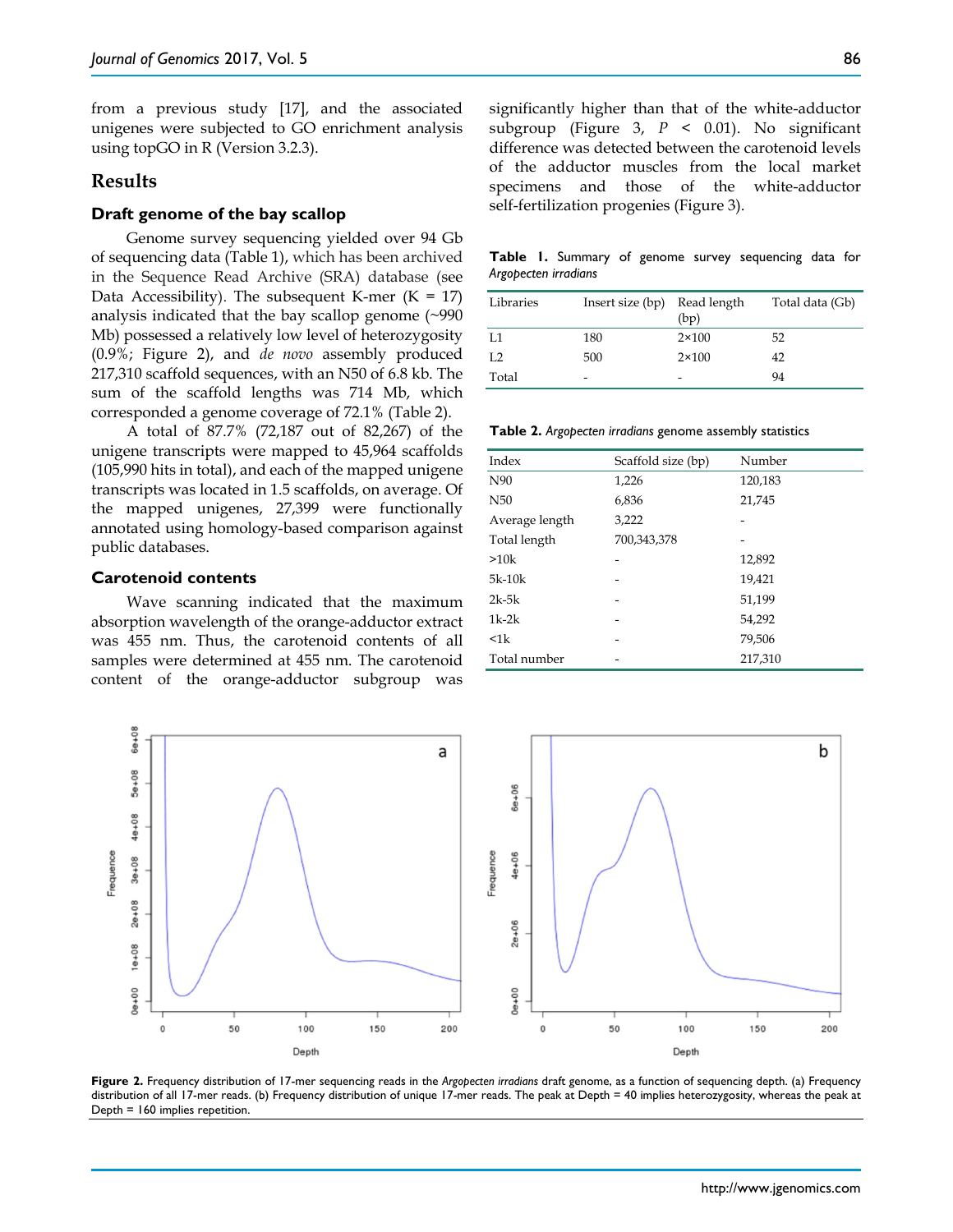from a previous study [17], and the associated unigenes were subjected to GO enrichment analysis using topGO in R (Version 3.2.3).

## Results

### Draft genome of the bay scallop

Genome survey sequencing yielded over 94 Gb of sequencing data (Table 1), which has been archived in the Sequence Read Archive (SRA) database (see Data Accessibility). The subsequent K-mer (K = 17) analysis indicated that the bay scallop genome (~990 Mb) possessed a relatively low level of heterozygosity (0.9%; Figure 2), and *de novo* assembly produced 217,310 scaffold sequences, with an N50 of 6.8 kb. The sum of the scaffold lengths was 714 Mb, which corresponded a genome coverage of 72.1% (Table 2).

A total of 87.7% (72,187 out of 82,267) of the unigene transcripts were mapped to 45,964 scaffolds (105,990 hits in total), and each of the mapped unigene transcripts was located in 1.5 scaffolds, on average. Of the mapped unigenes, 27,399 were functionally annotated using homology-based comparison against public databases.

### Carotenoid contents

Wave scanning indicated that the maximum absorption wavelength of the orange-adductor extract was 455 nm. Thus, the carotenoid contents of all samples were determined at 455 nm. The carotenoid content of the orange-adductor subgroup was significantly higher than that of the white-adductor subgroup (Figure 3, $P < 0.01$). No significant difference was detected between the carotenoid levels of the adductor muscles from the local market specimens and those of the white-adductor self-fertilization progenies (Figure 3).

**Table 1.** Summary of genome survey sequencing data for *Argopecten irradians*

| Libraries | Insert size (bp) | Read length (bp) | Total data (Gb) |
|---|---|---|---|
| L1 | 180 | 2×100 | 52 |
| L2 | 500 | 2×100 | 42 |
| Total | - | - | 94 |

**Table 2.** *Argopecten irradians* genome assembly statistics

| Index | Scaffold size (bp) | Number |
|---|---|---|
| N90 | 1,226 | 120,183 |
| N50 | 6,836 | 21,745 |
| Average length | 3,222 | - |
| Total length | 700,343,378 | - |
| >10k | - | 12,892 |
| 5k-10k | - | 19,421 |
| 2k-5k | - | 51,199 |
| 1k-2k | - | 54,292 |
| <1k | - | 79,506 |
| Total number | - | 217,310 |

**Figure 2.** Frequency distribution of 17-mer sequencing reads in the *Argopecten irradians* draft genome, as a function of sequencing depth. (a) Frequency distribution of all 17-mer reads. (b) Frequency distribution of unique 17-mer reads. The peak at Depth = 40 implies heterozygosity, whereas the peak at Depth = 160 implies repetition.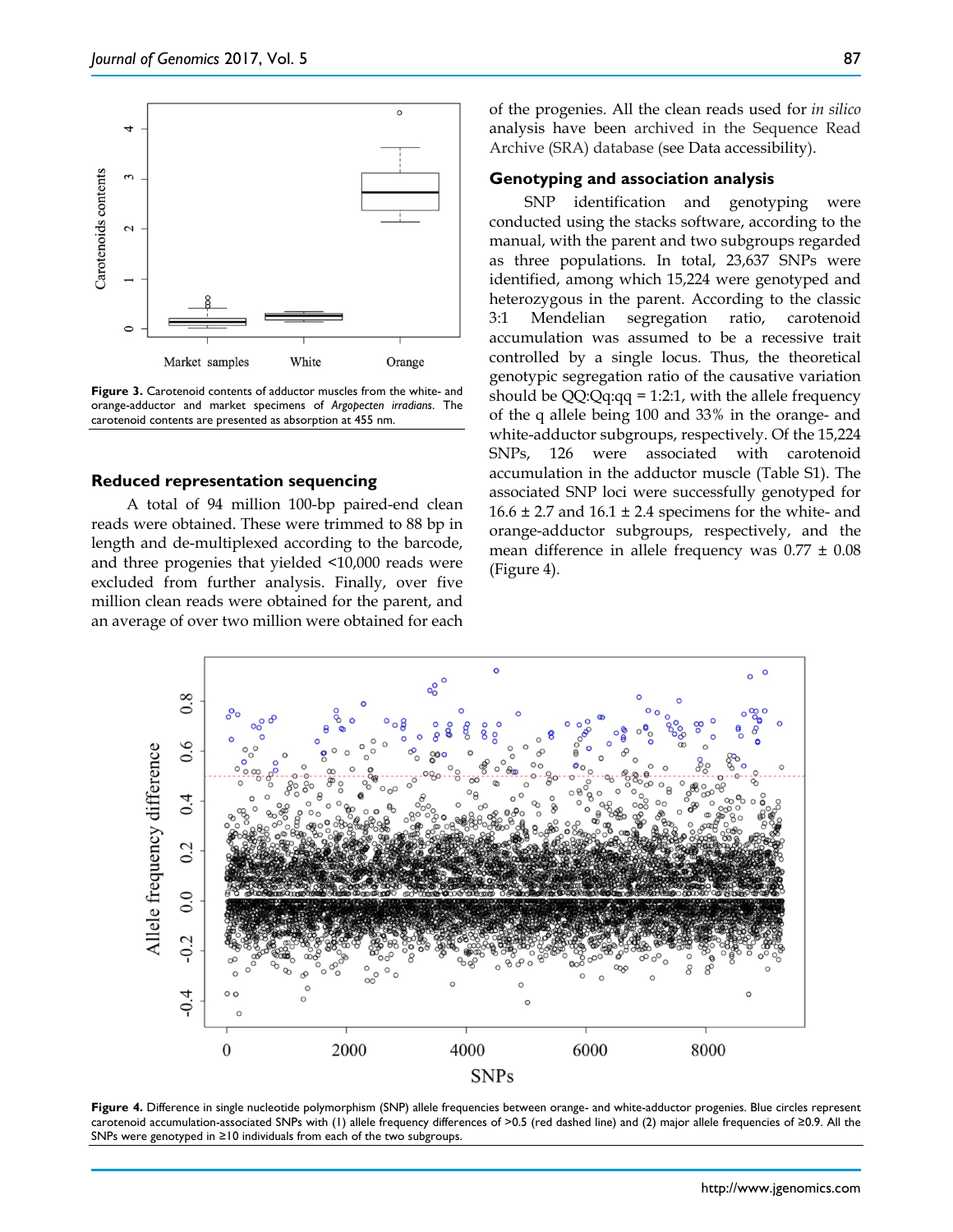Figure 3. Carotenoid contents of adductor muscles from the white- and orange-adductor and market specimens of *Argopecten irradians*. The carotenoid contents are presented as absorption at 455 nm.

### Reduced representation sequencing

A total of 94 million 100-bp paired-end clean reads were obtained. These were trimmed to 88 bp in length and de-multiplexed according to the barcode, and three progenies that yielded <10,000 reads were excluded from further analysis. Finally, over five million clean reads were obtained for the parent, and an average of over two million were obtained for each of the progenies. All the clean reads used for *in silico* analysis have been archived in the Sequence Read Archive (SRA) database (see Data accessibility).

### Genotyping and association analysis

SNP identification and genotyping were conducted using the stacks software, according to the manual, with the parent and two subgroups regarded as three populations. In total, 23,637 SNPs were identified, among which 15,224 were genotyped and heterozygous in the parent. According to the classic 3:1 Mendelian segregation ratio, carotenoid accumulation was assumed to be a recessive trait controlled by a single locus. Thus, the theoretical genotypic segregation ratio of the causative variation should be QQ:Qq:qq = 1:2:1, with the allele frequency of the q allele being 100 and 33% in the orange- and white-adductor subgroups, respectively. Of the 15,224 SNPs, 126 were associated with carotenoid accumulation in the adductor muscle (Table S1). The associated SNP loci were successfully genotyped for 16.6 ± 2.7 and 16.1 ± 2.4 specimens for the white- and orange-adductor subgroups, respectively, and the mean difference in allele frequency was 0.77 ± 0.08 (Figure 4).

Figure 4. Difference in single nucleotide polymorphism (SNP) allele frequencies between orange- and white-adductor progenies. Blue circles represent carotenoid accumulation-associated SNPs with (1) allele frequency differences of >0.5 (red dashed line) and (2) major allele frequencies of ≥0.9. All the SNPs were genotyped in ≥10 individuals from each of the two subgroups.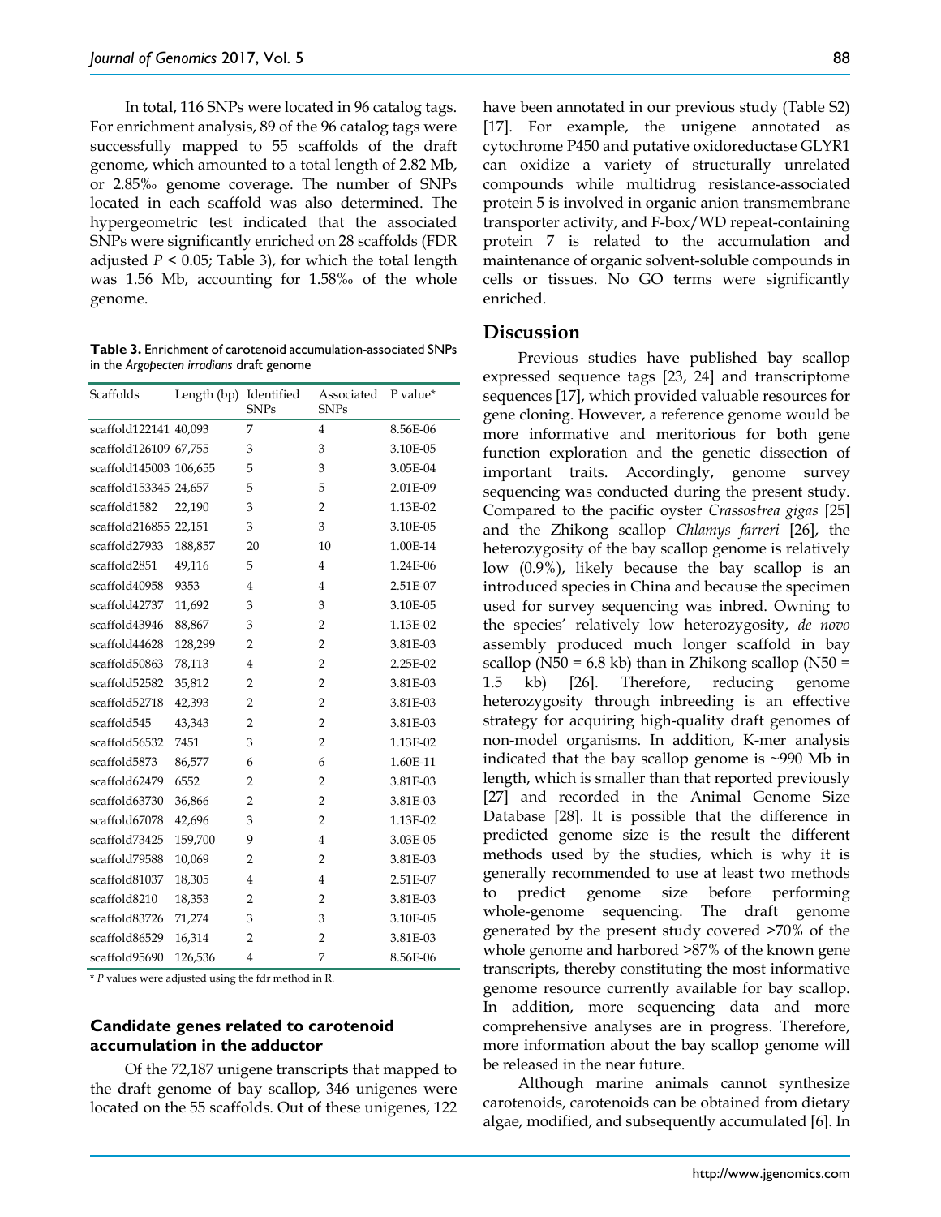In total, 116 SNPs were located in 96 catalog tags. For enrichment analysis, 89 of the 96 catalog tags were successfully mapped to 55 scaffolds of the draft genome, which amounted to a total length of 2.82 Mb, or 2.85‰ genome coverage. The number of SNPs located in each scaffold was also determined. The hypergeometric test indicated that the associated SNPs were significantly enriched on 28 scaffolds (FDR adjusted $P < 0.05$; Table 3), for which the total length was 1.56 Mb, accounting for 1.58‰ of the whole genome.

**Table 3.** Enrichment of carotenoid accumulation-associated SNPs in the *Argopecten irradians* draft genome

| Scaffolds | Length (bp) | Identified SNPs | Associated SNPs | P value* |
|---|---|---|---|---|
| scaffold122141 | 40,093 | 7 | 4 | 8.56E-06 |
| scaffold126109 | 67,755 | 3 | 3 | 3.10E-05 |
| scaffold145003 | 106,655 | 5 | 3 | 3.05E-04 |
| scaffold153345 | 24,657 | 5 | 5 | 2.01E-09 |
| scaffold1582 | 22,190 | 3 | 2 | 1.13E-02 |
| scaffold216855 | 22,151 | 3 | 3 | 3.10E-05 |
| scaffold27933 | 188,857 | 20 | 10 | 1.00E-14 |
| scaffold2851 | 49,116 | 5 | 4 | 1.24E-06 |
| scaffold40958 | 9353 | 4 | 4 | 2.51E-07 |
| scaffold42737 | 11,692 | 3 | 3 | 3.10E-05 |
| scaffold43946 | 88,867 | 3 | 2 | 1.13E-02 |
| scaffold44628 | 128,299 | 2 | 2 | 3.81E-03 |
| scaffold50863 | 78,113 | 4 | 2 | 2.25E-02 |
| scaffold52582 | 35,812 | 2 | 2 | 3.81E-03 |
| scaffold52718 | 42,393 | 2 | 2 | 3.81E-03 |
| scaffold545 | 43,343 | 2 | 2 | 3.81E-03 |
| scaffold56532 | 7451 | 3 | 2 | 1.13E-02 |
| scaffold5873 | 86,577 | 6 | 6 | 1.60E-11 |
| scaffold62479 | 6552 | 2 | 2 | 3.81E-03 |
| scaffold63730 | 36,866 | 2 | 2 | 3.81E-03 |
| scaffold67078 | 42,696 | 3 | 2 | 1.13E-02 |
| scaffold73425 | 159,700 | 9 | 4 | 3.03E-05 |
| scaffold79588 | 10,069 | 2 | 2 | 3.81E-03 |
| scaffold81037 | 18,305 | 4 | 4 | 2.51E-07 |
| scaffold8210 | 18,353 | 2 | 2 | 3.81E-03 |
| scaffold83726 | 71,274 | 3 | 3 | 3.10E-05 |
| scaffold86529 | 16,314 | 2 | 2 | 3.81E-03 |
| scaffold95690 | 126,536 | 4 | 7 | 8.56E-06 |

\* *P* values were adjusted using the fdr method in R.

### Candidate genes related to carotenoid accumulation in the adductor

Of the 72,187 unigene transcripts that mapped to the draft genome of bay scallop, 346 unigenes were located on the 55 scaffolds. Out of these unigenes, 122 have been annotated in our previous study (Table S2) [17]. For example, the unigene annotated as cytochrome P450 and putative oxidoreductase GLYR1 can oxidize a variety of structurally unrelated compounds while multidrug resistance-associated protein 5 is involved in organic anion transmembrane transporter activity, and F-box/WD repeat-containing protein 7 is related to the accumulation and maintenance of organic solvent-soluble compounds in cells or tissues. No GO terms were significantly enriched.

## Discussion

Previous studies have published bay scallop expressed sequence tags [23, 24] and transcriptome sequences [17], which provided valuable resources for gene cloning. However, a reference genome would be more informative and meritorious for both gene function exploration and the genetic dissection of important traits. Accordingly, genome survey sequencing was conducted during the present study. Compared to the pacific oyster *Crassostrea gigas* [25] and the Zhikong scallop *Chlamys farreri* [26], the heterozygosity of the bay scallop genome is relatively low (0.9%), likely because the bay scallop is an introduced species in China and because the specimen used for survey sequencing was inbred. Owning to the species' relatively low heterozygosity, *de novo* assembly produced much longer scaffold in bay scallop (N50 = 6.8 kb) than in Zhikong scallop (N50 = 1.5 kb) [26]. Therefore, reducing genome heterozygosity through inbreeding is an effective strategy for acquiring high-quality draft genomes of non-model organisms. In addition, K-mer analysis indicated that the bay scallop genome is ~990 Mb in length, which is smaller than that reported previously [27] and recorded in the Animal Genome Size Database [28]. It is possible that the difference in predicted genome size is the result the different methods used by the studies, which is why it is generally recommended to use at least two methods to predict genome before performing whole-genome sequencing. The draft genome generated by the present study covered >70% of the whole genome and harbored >87% of the known gene transcripts, thereby constituting the most informative genome resource currently available for bay scallop. In addition, more sequencing data and more comprehensive analyses are in progress. Therefore, more information about the bay scallop genome will be released in the near future.

Although marine animals cannot synthesize carotenoids, carotenoids can be obtained from dietary algae, modified, and subsequently accumulated [6]. In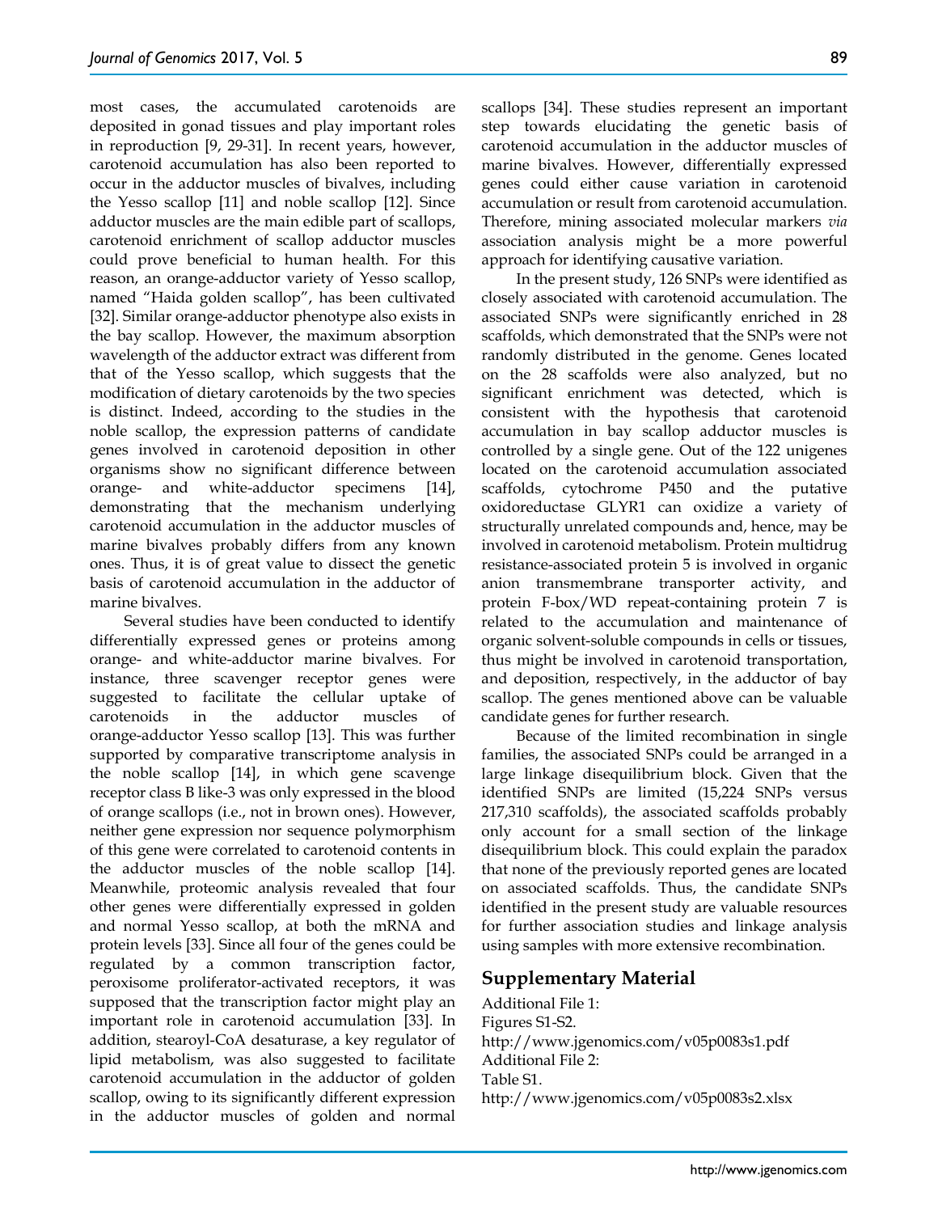most cases, the accumulated carotenoids are deposited in gonad tissues and play important roles in reproduction [9, 29-31]. In recent years, however, carotenoid accumulation has also been reported to occur in the adductor muscles of bivalves, including the Yesso scallop [11] and noble scallop [12]. Since adductor muscles are the main edible part of scallops, carotenoid enrichment of scallop adductor muscles could prove beneficial to human health. For this reason, an orange-adductor variety of Yesso scallop, named "Haida golden scallop", has been cultivated [32]. Similar orange-adductor phenotype also exists in the bay scallop. However, the maximum absorption wavelength of the adductor extract was different from that of the Yesso scallop, which suggests that the modification of dietary carotenoids by the two species is distinct. Indeed, according to the studies in the noble scallop, the expression patterns of candidate genes involved in carotenoid deposition in other organisms show no significant difference between orange- and white-adductor specimens [14], demonstrating that the mechanism underlying carotenoid accumulation in the adductor muscles of marine bivalves probably differs from any known ones. Thus, it is of great value to dissect the genetic basis of carotenoid accumulation in the adductor of marine bivalves.

Several studies have been conducted to identify differentially expressed genes or proteins among orange- and white-adductor marine bivalves. For instance, three scavenger receptor genes were suggested to facilitate the cellular uptake of carotenoids in the adductor muscles of orange-adductor Yesso scallop [13]. This was further supported by comparative transcriptome analysis in the noble scallop [14], in which gene scavenge receptor class B like-3 was only expressed in the blood of orange scallops (i.e., not in brown ones). However, neither gene expression nor sequence polymorphism of this gene were correlated to carotenoid contents in the adductor muscles of the noble scallop [14]. Meanwhile, proteomic analysis revealed that four other genes were differentially expressed in golden and normal Yesso scallop, at both the mRNA and protein levels [33]. Since all four of the genes could be regulated by a common transcription factor, peroxisome proliferator-activated receptors, it was supposed that the transcription factor might play an important role in carotenoid accumulation [33]. In addition, stearoyl-CoA desaturase, a key regulator of lipid metabolism, was also suggested to facilitate carotenoid accumulation in the adductor of golden scallop, owing to its significantly different expression in the adductor muscles of golden and normal scallops [34]. These studies represent an important step towards elucidating the genetic basis of carotenoid accumulation in the adductor muscles of marine bivalves. However, differentially expressed genes could either cause variation in carotenoid accumulation or result from carotenoid accumulation. Therefore, mining associated molecular markers *via* association analysis might be a more powerful approach for identifying causative variation.

In the present study, 126 SNPs were identified as closely associated with carotenoid accumulation. The associated SNPs were significantly enriched in 28 scaffolds, which demonstrated that the SNPs were not randomly distributed in the genome. Genes located on the 28 scaffolds were also analyzed, but no significant enrichment was detected, which is consistent with the hypothesis that carotenoid accumulation in bay scallop adductor muscles is controlled by a single gene. Out of the 122 unigenes located on the carotenoid accumulation associated scaffolds, cytochrome P450 and the putative oxidoreductase GLYR1 can oxidize a variety of structurally unrelated compounds and, hence, may be involved in carotenoid metabolism. Protein multidrug resistance-associated protein 5 is involved in organic anion transmembrane transporter activity, and protein F-box/WD repeat-containing protein 7 is related to the accumulation and maintenance of organic solvent-soluble compounds in cells or tissues, thus might be involved in carotenoid transportation, and deposition, respectively, in the adductor of bay scallop. The genes mentioned above can be valuable candidate genes for further research.

Because of the limited recombination in single families, the associated SNPs could be arranged in a large linkage disequilibrium block. Given that the identified SNPs are limited (15,224 SNPs versus 217,310 scaffolds), the associated scaffolds probably only account for a small section of the linkage disequilibrium block. This could explain the paradox that none of the previously reported genes are located on associated scaffolds. Thus, the candidate SNPs identified in the present study are valuable resources for further association studies and linkage analysis using samples with more extensive recombination.

## Supplementary Material

Additional File 1:
Figures S1-S2.
http://www.jgenomics.com/v05p0083s1.pdf
Additional File 2:
Table S1.
http://www.jgenomics.com/v05p0083s2.xlsx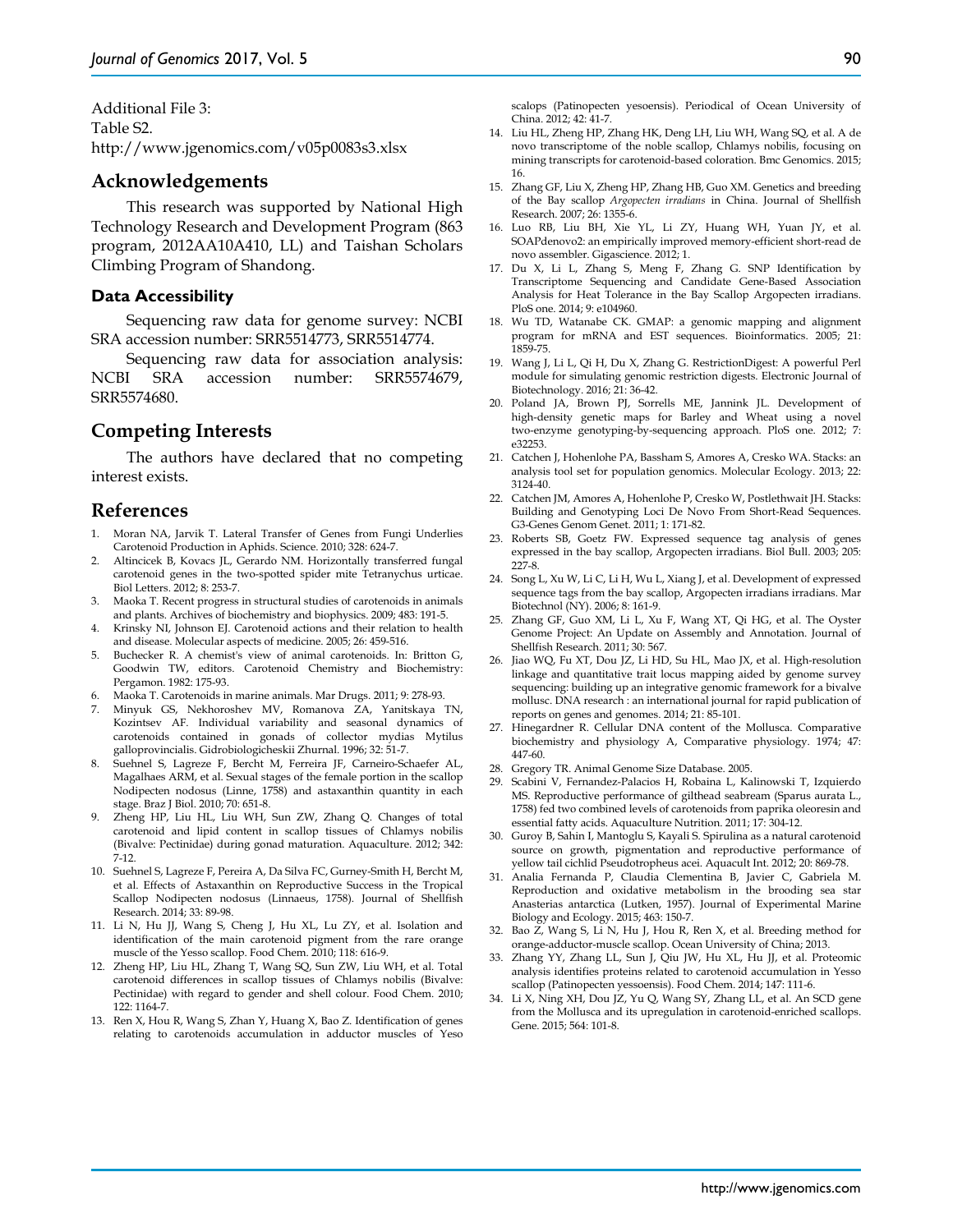Additional File 3:
Table S2.
http://www.jgenomics.com/v05p0083s3.xlsx

## Acknowledgements

This research was supported by National High Technology Research and Development Program (863 program, 2012AA10A410, LL) and Taishan Scholars Climbing Program of Shandong.

### Data Accessibility

Sequencing raw data for genome survey: NCBI SRA accession number: SRR5514773, SRR5514774.

Sequencing raw data for association analysis: NCBI SRA accession number: SRR5574679, SRR5574680.

## Competing Interests

The authors have declared that no competing interest exists.

## References

1. Moran NA, Jarvik T. Lateral Transfer of Genes from Fungi Underlies Carotenoid Production in Aphids. Science. 2010; 328: 624-7.
2. Altincicek B, Kovacs JL, Gerardo NM. Horizontally transferred fungal carotenoid genes in the two-spotted spider mite Tetranychus urticae. Biol Letters. 2012; 8: 253-7.
3. Maoka T. Recent progress in structural studies of carotenoids in animals and plants. Archives of biochemistry and biophysics. 2009; 483: 191-5.
4. Krinsky NI, Johnson EJ. Carotenoid actions and their relation to health and disease. Molecular aspects of medicine. 2005; 26: 459-516.
5. Buchecker R. A chemist's view of animal carotenoids. In: Britton G, Goodwin TW, editors. Carotenoid Chemistry and Biochemistry: Pergamon. 1982: 175-93.
6. Maoka T. Carotenoids in marine animals. Mar Drugs. 2011; 9: 278-93.
7. Minyuk GS, Nekhoroshev MV, Romanova ZA, Yanitskaya TN, Kozintsev AF. Individual variability and seasonal dynamics of carotenoids contained in gonads of collector mydias Mytilus galloprovincialis. Gidrobiologicheskii Zhurnal. 1996; 32: 51-7.
8. Suehnel S, Lagreze F, Bercht M, Ferreira JF, Carneiro-Schaefer AL, Magalhaes ARM, et al. Sexual stages of the female portion in the scallop Nodipecten nodosus (Linne, 1758) and astaxanthin quantity in each stage. Braz J Biol. 2010; 70: 651-8.
9. Zheng HP, Liu HL, Liu WH, Sun ZW, Zhang Q. Changes of total carotenoid and lipid content in scallop tissues of Chlamys nobilis (Bivalve: Pectinidae) during gonad maturation. Aquaculture. 2012; 342: 7-12.
10. Suehnel S, Lagreze F, Pereira A, Da Silva FC, Gurney-Smith H, Bercht M, et al. Effects of Astaxanthin on Reproductive Success in the Tropical Scallop Nodipecten nodosus (Linnaeus, 1758). Journal of Shellfish Research. 2014; 33: 89-98.
11. Li N, Hu JJ, Wang S, Cheng J, Hu XL, Lu ZY, et al. Isolation and identification of the main carotenoid pigment from the rare orange muscle of the Yesso scallop. Food Chem. 2010; 118: 616-9.
12. Zheng HP, Liu HL, Zhang T, Wang SQ, Sun ZW, Liu WH, et al. Total carotenoid differences in scallop tissues of Chlamys nobilis (Bivalve: Pectinidae) with regard to gender and shell colour. Food Chem. 2010; 122: 1164-7.
13. Ren X, Hou R, Wang S, Zhan Y, Huang X, Bao Z. Identification of genes relating to carotenoids accumulation in adductor muscles of Yeso scalops (Patinopecten yesoensis). Periodical of Ocean University of China. 2012; 42: 41-7.
14. Liu HL, Zheng HP, Zhang HK, Deng LH, Liu WH, Wang SQ, et al. A de novo transcriptome of the noble scallop, Chlamys nobilis, focusing on mining transcripts for carotenoid-based coloration. Bmc Genomics. 2015; 16.
15. Zhang GF, Liu X, Zheng HP, Zhang HB, Guo XM. Genetics and breeding of the Bay scallop *Argopecten irradians* in China. Journal of Shellfish Research. 2007; 26: 1355-6.
16. Luo RB, Liu BH, Xie YL, Li ZY, Huang WH, Yuan JY, et al. SOAPdenovo2: an empirically improved memory-efficient short-read de novo assembler. Gigascience. 2012; 1.
17. Du X, Li L, Zhang S, Meng F, Zhang G. SNP Identification by Transcriptome Sequencing and Candidate Gene-Based Association Analysis for Heat Tolerance in the Bay Scallop Argopecten irradians. PloS one. 2014; 9: e104960.
18. Wu TD, Watanabe CK. GMAP: a genomic mapping and alignment program for mRNA and EST sequences. Bioinformatics. 2005; 21: 1859-75.
19. Wang J, Li L, Qi H, Du X, Zhang G. RestrictionDigest: A powerful Perl module for simulating genomic restriction digests. Electronic Journal of Biotechnology. 2016; 21: 36-42.
20. Poland JA, Brown PJ, Sorrells ME, Jannink JL. Development of high-density genetic maps for Barley and Wheat using a novel two-enzyme genotyping-by-sequencing approach. PloS one. 2012; 7: e32253.
21. Catchen J, Hohenlohe PA, Bassham S, Amores A, Cresko WA. Stacks: an analysis tool set for population genomics. Molecular Ecology. 2013; 22: 3124-40.
22. Catchen JM, Amores A, Hohenlohe P, Cresko W, Postlethwait JH. Stacks: Building and Genotyping Loci De Novo From Short-Read Sequences. G3-Genes Genom Genet. 2011; 1: 171-82.
23. Roberts SB, Goetz FW. Expressed sequence tag analysis of genes expressed in the bay scallop, Argopecten irradians. Biol Bull. 2003; 205: 227-8.
24. Song L, Xu W, Li C, Li H, Wu L, Xiang J, et al. Development of expressed sequence tags from the bay scallop, Argopecten irradians irradians. Mar Biotechnol (NY). 2006; 8: 161-9.
25. Zhang GF, Guo XM, Li L, Xu F, Wang XT, Qi HG, et al. The Oyster Genome Project: An Update on Assembly and Annotation. Journal of Shellfish Research. 2011; 30: 567.
26. Jiao WQ, Fu XT, Dou JZ, Li HD, Su HL, Mao JX, et al. High-resolution linkage and quantitative trait locus mapping aided by genome survey sequencing: building up an integrative genomic framework for a bivalve mollusc. DNA research : an international journal for rapid publication of reports on genes and genomes. 2014; 21: 85-101.
27. Hinegardner R. Cellular DNA content of the Mollusca. Comparative biochemistry and physiology A, Comparative physiology. 1974; 47: 447-60.
28. Gregory TR. Animal Genome Size Database. 2005.
29. Scabini V, Fernandez-Palacios H, Robaina L, Kalinowski T, Izquierdo MS. Reproductive performance of gilthead seabream (Sparus aurata L., 1758) fed two combined levels of carotenoids from paprika oleoresin and essential fatty acids. Aquaculture Nutrition. 2011; 17: 304-12.
30. Guroy B, Sahin I, Mantoglu S, Kayali S. Spirulina as a natural carotenoid source on growth, pigmentation and reproductive performance of yellow tail cichlid Pseudotropheus acei. Aquacult Int. 2012; 20: 869-78.
31. Analia Fernanda P, Claudia Clementina B, Javier C, Gabriela M. Reproduction and oxidative metabolism in the brooding sea star Anasterias antarctica (Lutken, 1957). Journal of Experimental Marine Biology and Ecology. 2015; 463: 150-7.
32. Bao Z, Wang S, Li N, Hu J, Hou R, Ren X, et al. Breeding method for orange-adductor-muscle scallop. Ocean University of China; 2013.
33. Zhang YY, Zhang LL, Sun J, Qiu JW, Hu XL, Hu JJ, et al. Proteomic analysis identifies proteins related to carotenoid accumulation in Yesso scallop (Patinopecten yessoensis). Food Chem. 2014; 147: 111-6.
34. Li X, Ning XH, Dou JZ, Yu Q, Wang SY, Zhang LL, et al. An SCD gene from the Mollusca and its upregulation in carotenoid-enriched scallops. Gene. 2015; 564: 101-8.